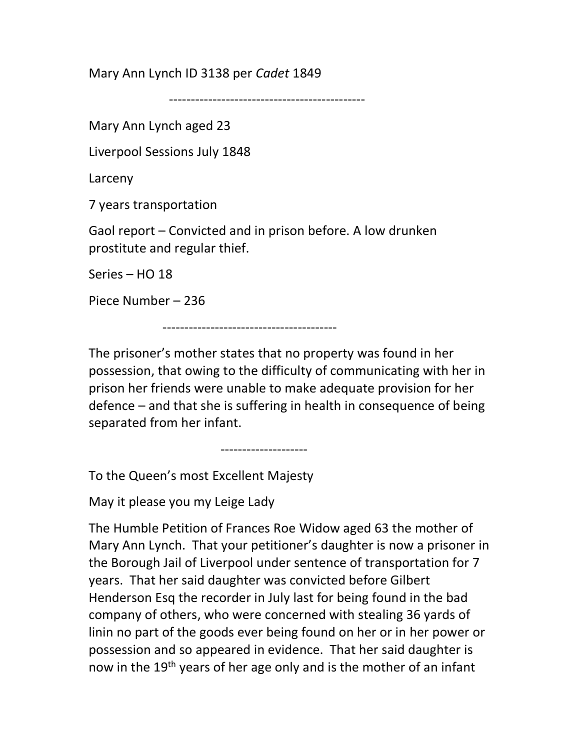Mary Ann Lynch ID 3138 per *Cadet* 1849

---

Mary Ann Lynch aged 23

Liverpool Sessions July 1848

Larceny

7 years transportation

Gaol report – Convicted and in prison before. A low drunken prostitute and regular thief.

Series – HO 18

Piece Number – 236

---

The prisoner's mother states that no property was found in her possession, that owing to the difficulty of communicating with her in prison her friends were unable to make adequate provision for her defence – and that she is suffering in health in consequence of being separated from her infant.

---

To the Queen's most Excellent Majesty

May it please you my Leige Lady

The Humble Petition of Frances Roe Widow aged 63 the mother of Mary Ann Lynch. That your petitioner's daughter is now a prisoner in the Borough Jail of Liverpool under sentence of transportation for 7 years. That her said daughter was convicted before Gilbert Henderson Esq the recorder in July last for being found in the bad company of others, who were concerned with stealing 36 yards of linin no part of the goods ever being found on her or in her power or possession and so appeared in evidence. That her said daughter is now in the 19th years of her age only and is the mother of an infant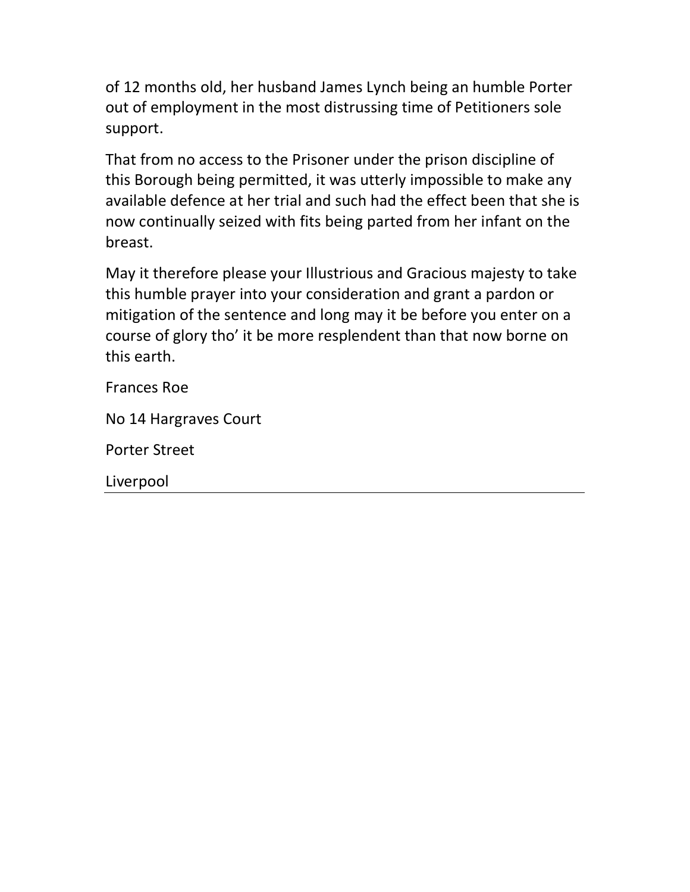of 12 months old, her husband James Lynch being an humble Porter out of employment in the most distrussing time of Petitioners sole support.

That from no access to the Prisoner under the prison discipline of this Borough being permitted, it was utterly impossible to make any available defence at her trial and such had the effect been that she is now continually seized with fits being parted from her infant on the breast.

May it therefore please your Illustrious and Gracious majesty to take this humble prayer into your consideration and grant a pardon or mitigation of the sentence and long may it be before you enter on a course of glory tho' it be more resplendent than that now borne on this earth.

Frances Roe

No 14 Hargraves Court

Porter Street

Liverpool